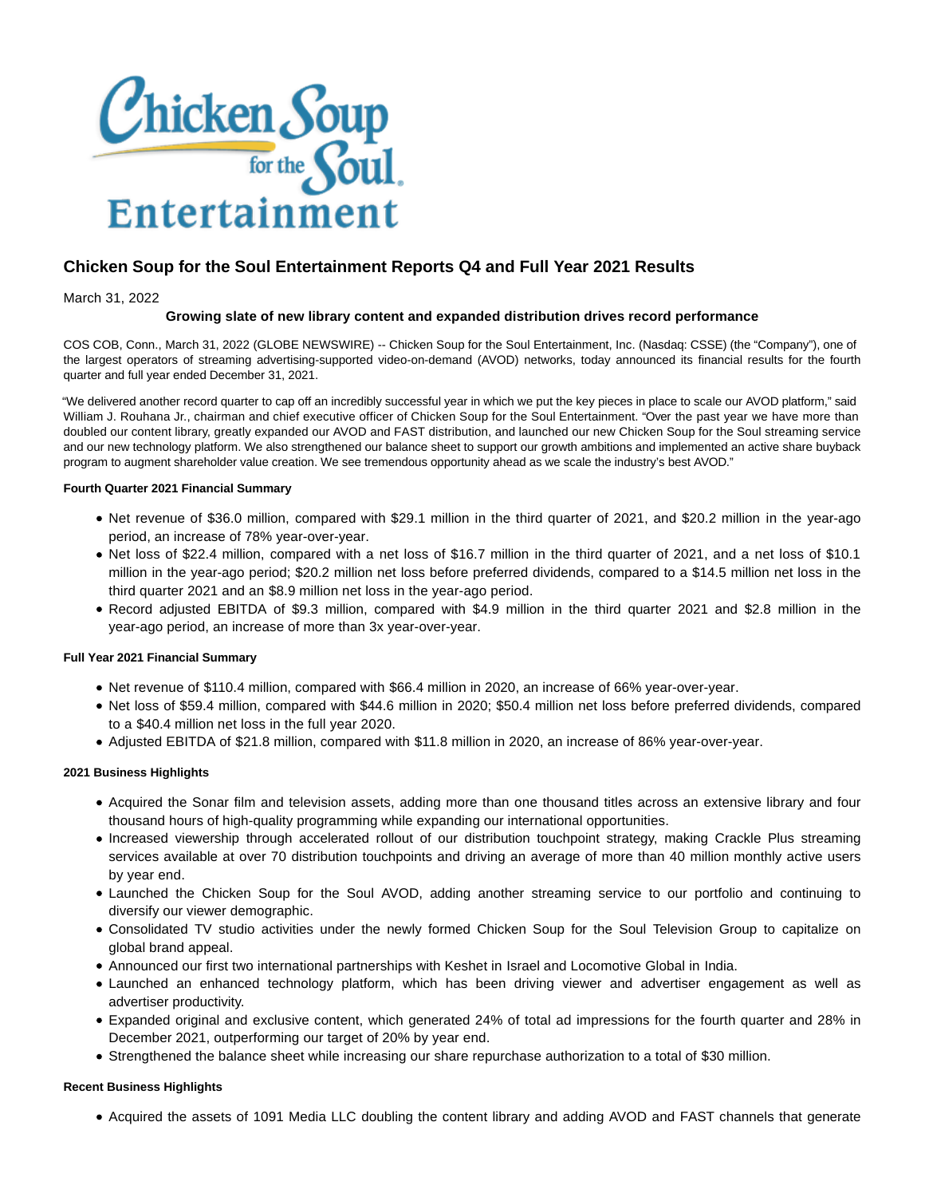# Chicken Soup for the Soul Entertainment Reports Q4 and Full Year 2021 Results

March 31, 2022

**Growing slate of new library content and expanded distribution drives record performance**

COS COB, Conn., March 31, 2022 (GLOBE NEWSWIRE) -- Chicken Soup for the Soul Entertainment, Inc. (Nasdaq: CSSE) (the "Company"), one of the largest operators of streaming advertising-supported video-on-demand (AVOD) networks, today announced its financial results for the fourth quarter and full year ended December 31, 2021.

"We delivered another record quarter to cap off an incredibly successful year in which we put the key pieces in place to scale our AVOD platform," said William J. Rouhana Jr., chairman and chief executive officer of Chicken Soup for the Soul Entertainment. "Over the past year we have more than doubled our content library, greatly expanded our AVOD and FAST distribution, and launched our new Chicken Soup for the Soul streaming service and our new technology platform. We also strengthened our balance sheet to support our growth ambitions and implemented an active share buyback program to augment shareholder value creation. We see tremendous opportunity ahead as we scale the industry's best AVOD."

**Fourth Quarter 2021 Financial Summary**

- Net revenue of $36.0 million, compared with $29.1 million in the third quarter of 2021, and $20.2 million in the year-ago period, an increase of 78% year-over-year.
- Net loss of $22.4 million, compared with a net loss of $16.7 million in the third quarter of 2021, and a net loss of $10.1 million in the year-ago period; $20.2 million net loss before preferred dividends, compared to a $14.5 million net loss in the third quarter 2021 and an $8.9 million net loss in the year-ago period.
- Record adjusted EBITDA of $9.3 million, compared with $4.9 million in the third quarter 2021 and $2.8 million in the year-ago period, an increase of more than 3x year-over-year.

**Full Year 2021 Financial Summary**

- Net revenue of $110.4 million, compared with $66.4 million in 2020, an increase of 66% year-over-year.
- Net loss of $59.4 million, compared with $44.6 million in 2020; $50.4 million net loss before preferred dividends, compared to a $40.4 million net loss in the full year 2020.
- Adjusted EBITDA of $21.8 million, compared with $11.8 million in 2020, an increase of 86% year-over-year.

**2021 Business Highlights**

- Acquired the Sonar film and television assets, adding more than one thousand titles across an extensive library and four thousand hours of high-quality programming while expanding our international opportunities.
- Increased viewership through accelerated rollout of our distribution touchpoint strategy, making Crackle Plus streaming services available at over 70 distribution touchpoints and driving an average of more than 40 million monthly active users by year end.
- Launched the Chicken Soup for the Soul AVOD, adding another streaming service to our portfolio and continuing to diversify our viewer demographic.
- Consolidated TV studio activities under the newly formed Chicken Soup for the Soul Television Group to capitalize on global brand appeal.
- Announced our first two international partnerships with Keshet in Israel and Locomotive Global in India.
- Launched an enhanced technology platform, which has been driving viewer and advertiser engagement as well as advertiser productivity.
- Expanded original and exclusive content, which generated 24% of total ad impressions for the fourth quarter and 28% in December 2021, outperforming our target of 20% by year end.
- Strengthened the balance sheet while increasing our share repurchase authorization to a total of $30 million.

**Recent Business Highlights**

- Acquired the assets of 1091 Media LLC doubling the content library and adding AVOD and FAST channels that generate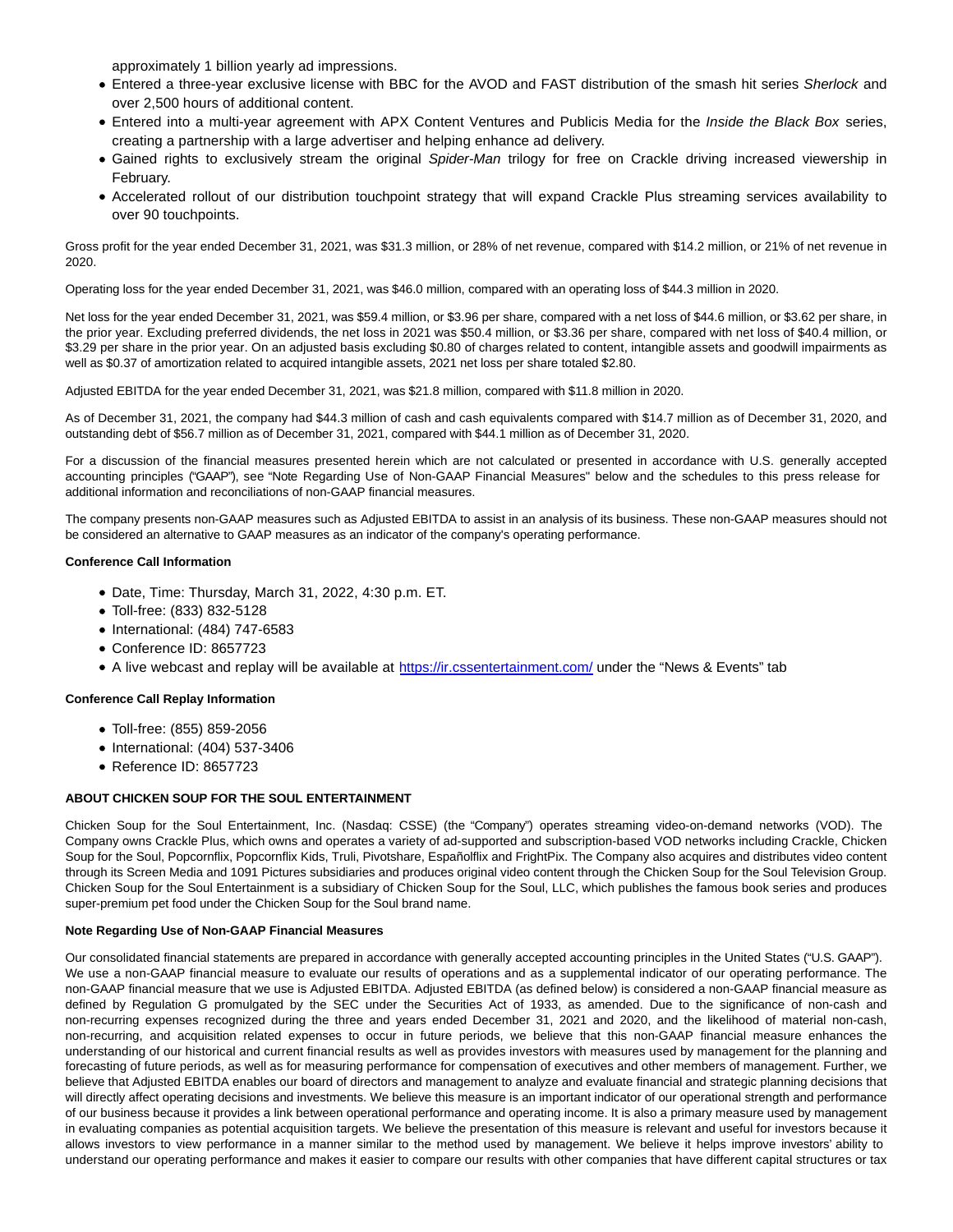approximately 1 billion yearly ad impressions.

- Entered a three-year exclusive license with BBC for the AVOD and FAST distribution of the smash hit series *Sherlock* and over 2,500 hours of additional content.
- Entered into a multi-year agreement with APX Content Ventures and Publicis Media for the *Inside the Black Box* series, creating a partnership with a large advertiser and helping enhance ad delivery.
- Gained rights to exclusively stream the original *Spider-Man* trilogy for free on Crackle driving increased viewership in February.
- Accelerated rollout of our distribution touchpoint strategy that will expand Crackle Plus streaming services availability to over 90 touchpoints.

Gross profit for the year ended December 31, 2021, was $31.3 million, or 28% of net revenue, compared with $14.2 million, or 21% of net revenue in 2020.

Operating loss for the year ended December 31, 2021, was $46.0 million, compared with an operating loss of $44.3 million in 2020.

Net loss for the year ended December 31, 2021, was $59.4 million, or $3.96 per share, compared with a net loss of $44.6 million, or $3.62 per share, in the prior year. Excluding preferred dividends, the net loss in 2021 was $50.4 million, or $3.36 per share, compared with net loss of $40.4 million, or $3.29 per share in the prior year. On an adjusted basis excluding $0.80 of charges related to content, intangible assets and goodwill impairments as well as $0.37 of amortization related to acquired intangible assets, 2021 net loss per share totaled $2.80.

Adjusted EBITDA for the year ended December 31, 2021, was $21.8 million, compared with $11.8 million in 2020.

As of December 31, 2021, the company had $44.3 million of cash and cash equivalents compared with $14.7 million as of December 31, 2020, and outstanding debt of $56.7 million as of December 31, 2021, compared with $44.1 million as of December 31, 2020.

For a discussion of the financial measures presented herein which are not calculated or presented in accordance with U.S. generally accepted accounting principles ("GAAP"), see "Note Regarding Use of Non-GAAP Financial Measures" below and the schedules to this press release for additional information and reconciliations of non-GAAP financial measures.

The company presents non-GAAP measures such as Adjusted EBITDA to assist in an analysis of its business. These non-GAAP measures should not be considered an alternative to GAAP measures as an indicator of the company's operating performance.

**Conference Call Information**

- Date, Time: Thursday, March 31, 2022, 4:30 p.m. ET.
- Toll-free: (833) 832-5128
- International: (484) 747-6583
- Conference ID: 8657723
- A live webcast and replay will be available at https://ir.cssentertainment.com/ under the "News & Events" tab

**Conference Call Replay Information**

- Toll-free: (855) 859-2056
- International: (404) 537-3406
- Reference ID: 8657723

**ABOUT CHICKEN SOUP FOR THE SOUL ENTERTAINMENT**

Chicken Soup for the Soul Entertainment, Inc. (Nasdaq: CSSE) (the "Company") operates streaming video-on-demand networks (VOD). The Company owns Crackle Plus, which owns and operates a variety of ad-supported and subscription-based VOD networks including Crackle, Chicken Soup for the Soul, Popcornflix, Popcornflix Kids, Truli, Pivotshare, Españolflix and FrightPix. The Company also acquires and distributes video content through its Screen Media and 1091 Pictures subsidiaries and produces original video content through the Chicken Soup for the Soul Television Group. Chicken Soup for the Soul Entertainment is a subsidiary of Chicken Soup for the Soul, LLC, which publishes the famous book series and produces super-premium pet food under the Chicken Soup for the Soul brand name.

**Note Regarding Use of Non-GAAP Financial Measures**

Our consolidated financial statements are prepared in accordance with generally accepted accounting principles in the United States ("U.S. GAAP"). We use a non-GAAP financial measure to evaluate our results of operations and as a supplemental indicator of our operating performance. The non-GAAP financial measure that we use is Adjusted EBITDA. Adjusted EBITDA (as defined below) is considered a non-GAAP financial measure as defined by Regulation G promulgated by the SEC under the Securities Act of 1933, as amended. Due to the significance of non-cash and non-recurring expenses recognized during the three and years ended December 31, 2021 and 2020, and the likelihood of material non-cash, non-recurring, and acquisition related expenses to occur in future periods, we believe that this non-GAAP financial measure enhances the understanding of our historical and current financial results as well as provides investors with measures used by management for the planning and forecasting of future periods, as well as for measuring performance for compensation of executives and other members of management. Further, we believe that Adjusted EBITDA enables our board of directors and management to analyze and evaluate financial and strategic planning decisions that will directly affect operating decisions and investments. We believe this measure is an important indicator of our operational strength and performance of our business because it provides a link between operational performance and operating income. It is also a primary measure used by management in evaluating companies as potential acquisition targets. We believe the presentation of this measure is relevant and useful for investors because it allows investors to view performance in a manner similar to the method used by management. We believe it helps improve investors' ability to understand our operating performance and makes it easier to compare our results with other companies that have different capital structures or tax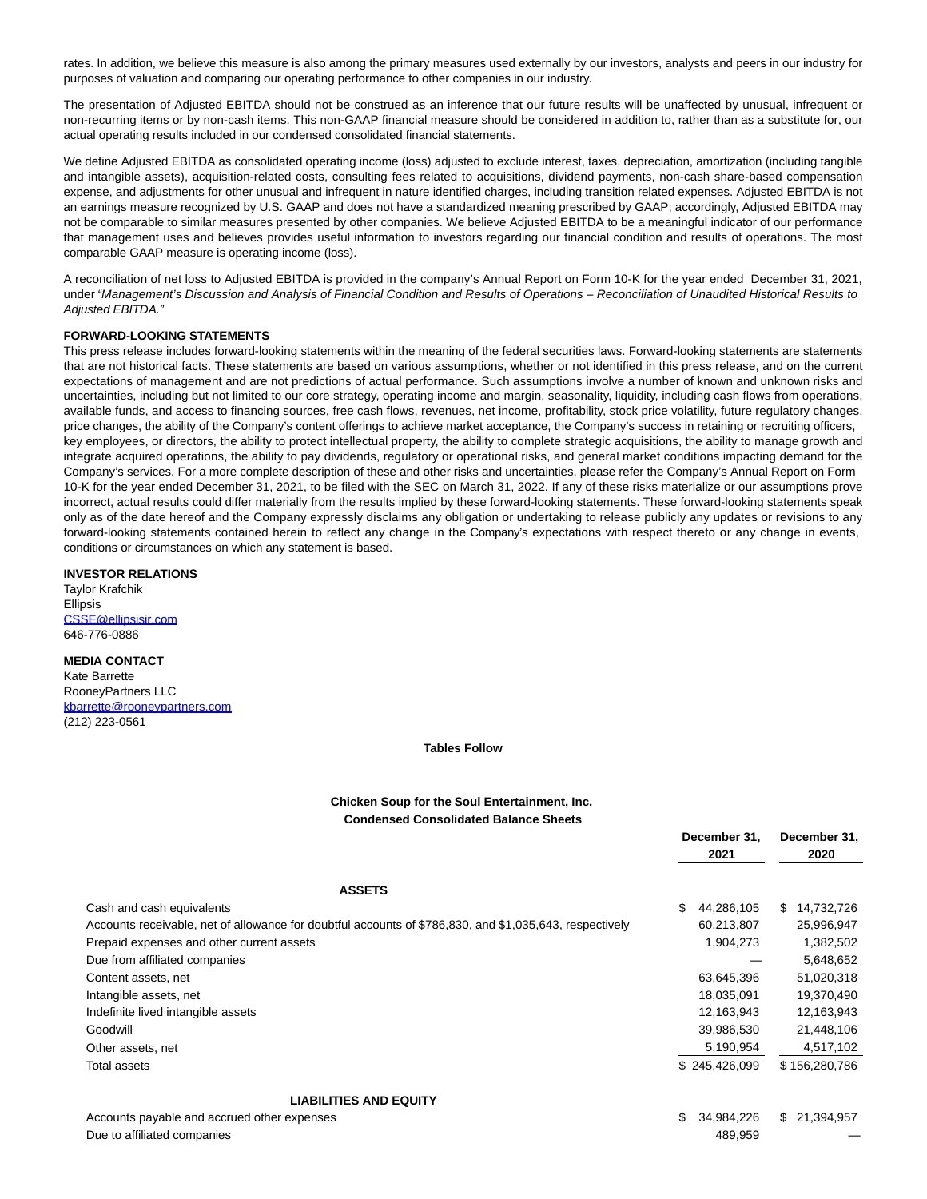rates. In addition, we believe this measure is also among the primary measures used externally by our investors, analysts and peers in our industry for purposes of valuation and comparing our operating performance to other companies in our industry.

The presentation of Adjusted EBITDA should not be construed as an inference that our future results will be unaffected by unusual, infrequent or non-recurring items or by non-cash items. This non-GAAP financial measure should be considered in addition to, rather than as a substitute for, our actual operating results included in our condensed consolidated financial statements.

We define Adjusted EBITDA as consolidated operating income (loss) adjusted to exclude interest, taxes, depreciation, amortization (including tangible and intangible assets), acquisition-related costs, consulting fees related to acquisitions, dividend payments, non-cash share-based compensation expense, and adjustments for other unusual and infrequent in nature identified charges, including transition related expenses. Adjusted EBITDA is not an earnings measure recognized by U.S. GAAP and does not have a standardized meaning prescribed by GAAP; accordingly, Adjusted EBITDA may not be comparable to similar measures presented by other companies. We believe Adjusted EBITDA to be a meaningful indicator of our performance that management uses and believes provides useful information to investors regarding our financial condition and results of operations. The most comparable GAAP measure is operating income (loss).

A reconciliation of net loss to Adjusted EBITDA is provided in the company's Annual Report on Form 10-K for the year ended December 31, 2021, under *"Management's Discussion and Analysis of Financial Condition and Results of Operations – Reconciliation of Unaudited Historical Results to Adjusted EBITDA."*

**FORWARD-LOOKING STATEMENTS**

This press release includes forward-looking statements within the meaning of the federal securities laws. Forward-looking statements are statements that are not historical facts. These statements are based on various assumptions, whether or not identified in this press release, and on the current expectations of management and are not predictions of actual performance. Such assumptions involve a number of known and unknown risks and uncertainties, including but not limited to our core strategy, operating income and margin, seasonality, liquidity, including cash flows from operations, available funds, and access to financing sources, free cash flows, revenues, net income, profitability, stock price volatility, future regulatory changes, price changes, the ability of the Company's content offerings to achieve market acceptance, the Company's success in retaining or recruiting officers, key employees, or directors, the ability to protect intellectual property, the ability to complete strategic acquisitions, the ability to manage growth and integrate acquired operations, the ability to pay dividends, regulatory or operational risks, and general market conditions impacting demand for the Company's services. For a more complete description of these and other risks and uncertainties, please refer the Company's Annual Report on Form 10-K for the year ended December 31, 2021, to be filed with the SEC on March 31, 2022. If any of these risks materialize or our assumptions prove incorrect, actual results could differ materially from the results implied by these forward-looking statements. These forward-looking statements speak only as of the date hereof and the Company expressly disclaims any obligation or undertaking to release publicly any updates or revisions to any forward-looking statements contained herein to reflect any change in the Company's expectations with respect thereto or any change in events, conditions or circumstances on which any statement is based.

**INVESTOR RELATIONS**
Taylor Krafchik
Ellipsis
CSSE@ellipsisir.com
646-776-0886

**MEDIA CONTACT**
Kate Barrette
RooneyPartners LLC
kbarrette@rooneypartners.com
(212) 223-0561

**Tables Follow**

**Chicken Soup for the Soul Entertainment, Inc.**
**Condensed Consolidated Balance Sheets**

| | December 31, 2021 | December 31, 2020 |
|---|---|---|
| **ASSETS** | | |
| Cash and cash equivalents | $ 44,286,105 | $ 14,732,726 |
| Accounts receivable, net of allowance for doubtful accounts of $786,830, and $1,035,643, respectively | 60,213,807 | 25,996,947 |
| Prepaid expenses and other current assets | 1,904,273 | 1,382,502 |
| Due from affiliated companies | — | 5,648,652 |
| Content assets, net | 63,645,396 | 51,020,318 |
| Intangible assets, net | 18,035,091 | 19,370,490 |
| Indefinite lived intangible assets | 12,163,943 | 12,163,943 |
| Goodwill | 39,986,530 | 21,448,106 |
| Other assets, net | 5,190,954 | 4,517,102 |
| Total assets | $ 245,426,099 | $ 156,280,786 |
| **LIABILITIES AND EQUITY** | | |
| Accounts payable and accrued other expenses | $ 34,984,226 | $ 21,394,957 |
| Due to affiliated companies | 489,959 | — |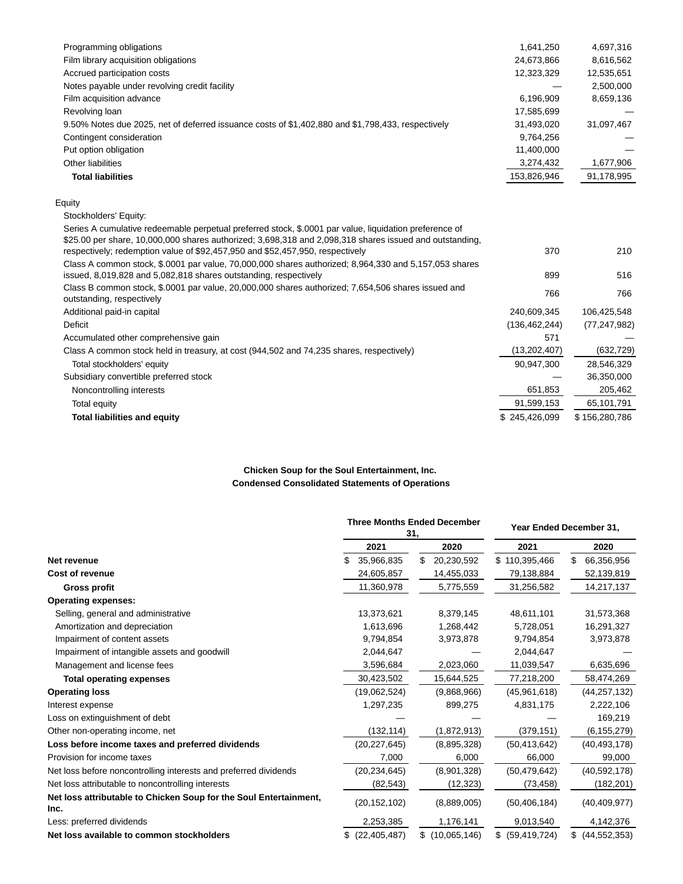| | | |
|---|---|---|
| Programming obligations | 1,641,250 | 4,697,316 |
| Film library acquisition obligations | 24,673,866 | 8,616,562 |
| Accrued participation costs | 12,323,329 | 12,535,651 |
| Notes payable under revolving credit facility | — | 2,500,000 |
| Film acquisition advance | 6,196,909 | 8,659,136 |
| Revolving loan | 17,585,699 | — |
| 9.50% Notes due 2025, net of deferred issuance costs of $1,402,880 and $1,798,433, respectively | 31,493,020 | 31,097,467 |
| Contingent consideration | 9,764,256 | — |
| Put option obligation | 11,400,000 | — |
| Other liabilities | 3,274,432 | 1,677,906 |
| **Total liabilities** | 153,826,946 | 91,178,995 |
| | | |
| Equity | | |
| Stockholders' Equity: | | |
| Series A cumulative redeemable perpetual preferred stock, $.0001 par value, liquidation preference of $25.00 per share, 10,000,000 shares authorized; 3,698,318 and 2,098,318 shares issued and outstanding, respectively; redemption value of $92,457,950 and $52,457,950, respectively | 370 | 210 |
| Class A common stock, $.0001 par value, 70,000,000 shares authorized; 8,964,330 and 5,157,053 shares issued, 8,019,828 and 5,082,818 shares outstanding, respectively | 899 | 516 |
| Class B common stock, $.0001 par value, 20,000,000 shares authorized; 7,654,506 shares issued and outstanding, respectively | 766 | 766 |
| Additional paid-in capital | 240,609,345 | 106,425,548 |
| Deficit | (136,462,244) | (77,247,982) |
| Accumulated other comprehensive gain | 571 | — |
| Class A common stock held in treasury, at cost (944,502 and 74,235 shares, respectively) | (13,202,407) | (632,729) |
| Total stockholders' equity | 90,947,300 | 28,546,329 |
| Subsidiary convertible preferred stock | — | 36,350,000 |
| Noncontrolling interests | 651,853 | 205,462 |
| Total equity | 91,599,153 | 65,101,791 |
| **Total liabilities and equity** | $ 245,426,099 | $ 156,280,786 |

**Chicken Soup for the Soul Entertainment, Inc.**
**Condensed Consolidated Statements of Operations**

| | Three Months Ended December 31, | | Year Ended December 31, | |
|---|---|---|---|---|
| | 2021 | 2020 | 2021 | 2020 |
| **Net revenue** | $ 35,966,835 | $ 20,230,592 | $ 110,395,466 | $ 66,356,956 |
| **Cost of revenue** | 24,605,857 | 14,455,033 | 79,138,884 | 52,139,819 |
| **Gross profit** | 11,360,978 | 5,775,559 | 31,256,582 | 14,217,137 |
| **Operating expenses:** | | | | |
| Selling, general and administrative | 13,373,621 | 8,379,145 | 48,611,101 | 31,573,368 |
| Amortization and depreciation | 1,613,696 | 1,268,442 | 5,728,051 | 16,291,327 |
| Impairment of content assets | 9,794,854 | 3,973,878 | 9,794,854 | 3,973,878 |
| Impairment of intangible assets and goodwill | 2,044,647 | — | 2,044,647 | — |
| Management and license fees | 3,596,684 | 2,023,060 | 11,039,547 | 6,635,696 |
| **Total operating expenses** | 30,423,502 | 15,644,525 | 77,218,200 | 58,474,269 |
| **Operating loss** | (19,062,524) | (9,868,966) | (45,961,618) | (44,257,132) |
| Interest expense | 1,297,235 | 899,275 | 4,831,175 | 2,222,106 |
| Loss on extinguishment of debt | — | — | — | 169,219 |
| Other non-operating income, net | (132,114) | (1,872,913) | (379,151) | (6,155,279) |
| **Loss before income taxes and preferred dividends** | (20,227,645) | (8,895,328) | (50,413,642) | (40,493,178) |
| Provision for income taxes | 7,000 | 6,000 | 66,000 | 99,000 |
| Net loss before noncontrolling interests and preferred dividends | (20,234,645) | (8,901,328) | (50,479,642) | (40,592,178) |
| Net loss attributable to noncontrolling interests | (82,543) | (12,323) | (73,458) | (182,201) |
| **Net loss attributable to Chicken Soup for the Soul Entertainment, Inc.** | (20,152,102) | (8,889,005) | (50,406,184) | (40,409,977) |
| Less: preferred dividends | 2,253,385 | 1,176,141 | 9,013,540 | 4,142,376 |
| **Net loss available to common stockholders** | $ (22,405,487) | $ (10,065,146) | $ (59,419,724) | $ (44,552,353) |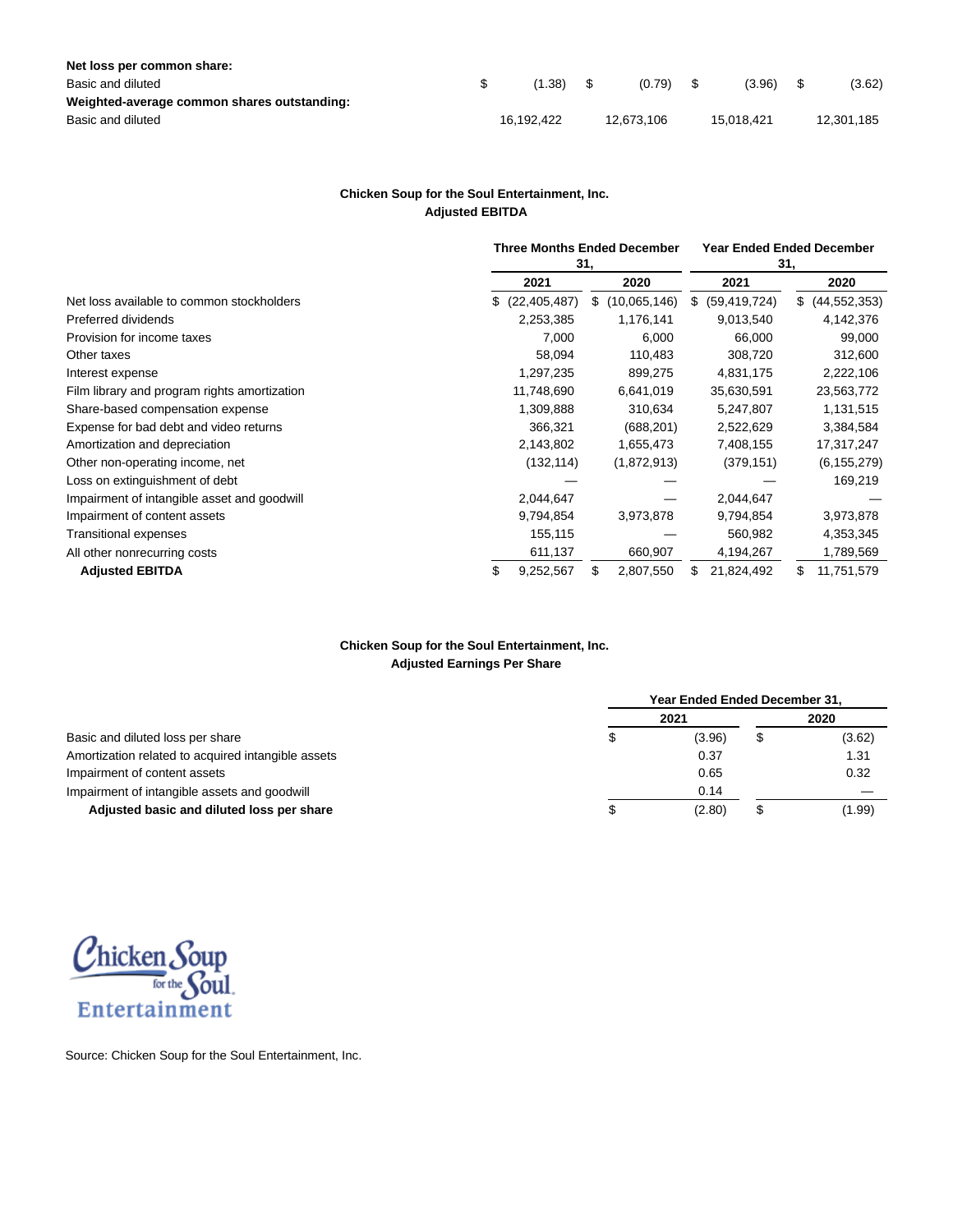| | | | | |
|---|---|---|---|---|
| **Net loss per common share:** | | | | |
| Basic and diluted | $ (1.38) | $ (0.79) | $ (3.96) | $ (3.62) |
| **Weighted-average common shares outstanding:** | | | | |
| Basic and diluted | 16,192,422 | 12,673,106 | 15,018,421 | 12,301,185 |

**Chicken Soup for the Soul Entertainment, Inc.**
**Adjusted EBITDA**

| | Three Months Ended December 31, | | Year Ended Ended December 31, | |
|---|---|---|---|---|
| | 2021 | 2020 | 2021 | 2020 |
| Net loss available to common stockholders | $ (22,405,487) | $ (10,065,146) | $ (59,419,724) | $ (44,552,353) |
| Preferred dividends | 2,253,385 | 1,176,141 | 9,013,540 | 4,142,376 |
| Provision for income taxes | 7,000 | 6,000 | 66,000 | 99,000 |
| Other taxes | 58,094 | 110,483 | 308,720 | 312,600 |
| Interest expense | 1,297,235 | 899,275 | 4,831,175 | 2,222,106 |
| Film library and program rights amortization | 11,748,690 | 6,641,019 | 35,630,591 | 23,563,772 |
| Share-based compensation expense | 1,309,888 | 310,634 | 5,247,807 | 1,131,515 |
| Expense for bad debt and video returns | 366,321 | (688,201) | 2,522,629 | 3,384,584 |
| Amortization and depreciation | 2,143,802 | 1,655,473 | 7,408,155 | 17,317,247 |
| Other non-operating income, net | (132,114) | (1,872,913) | (379,151) | (6,155,279) |
| Loss on extinguishment of debt | — | — | — | 169,219 |
| Impairment of intangible asset and goodwill | 2,044,647 | — | 2,044,647 | — |
| Impairment of content assets | 9,794,854 | 3,973,878 | 9,794,854 | 3,973,878 |
| Transitional expenses | 155,115 | — | 560,982 | 4,353,345 |
| All other nonrecurring costs | 611,137 | 660,907 | 4,194,267 | 1,789,569 |
| **Adjusted EBITDA** | $ 9,252,567 | $ 2,807,550 | $ 21,824,492 | $ 11,751,579 |

**Chicken Soup for the Soul Entertainment, Inc.**
**Adjusted Earnings Per Share**

| | Year Ended Ended December 31, | |
|---|---|---|
| | 2021 | 2020 |
| Basic and diluted loss per share | $ (3.96) | $ (3.62) |
| Amortization related to acquired intangible assets | 0.37 | 1.31 |
| Impairment of content assets | 0.65 | 0.32 |
| Impairment of intangible assets and goodwill | 0.14 | — |
| **Adjusted basic and diluted loss per share** | $ (2.80) | $ (1.99) |

Chicken Soup for the Soul Entertainment

Source: Chicken Soup for the Soul Entertainment, Inc.